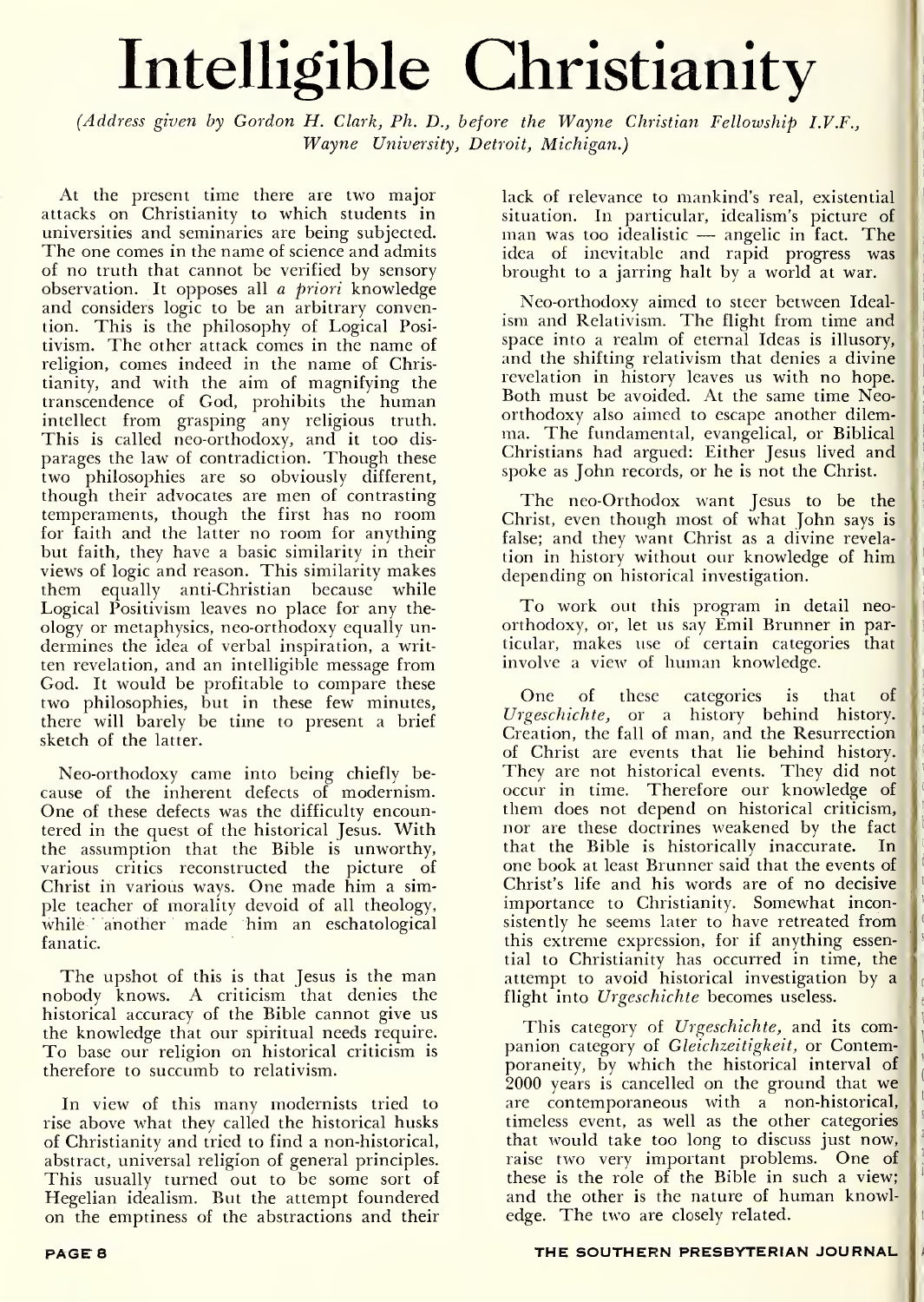# Intelligible Christianity

*(Address given by Gordon H. Clark, Ph. D., before the Wayne Christian Fellowship I.V.F., Wayne University, Detroit, Michigan.)*

At the present time there are two major attacks on Christianity to which students in universities and seminaries are being subjected. The one comes in the name of science and admits of no truth that cannot be verified by sensory observation. It opposes all *a priori* knowledge and considers logic to be an arbitrary convention. This is the philosophy of Logical Positivism. The other attack comes in the name of religion, comes indeed in the name of Christianity, and with the aim of magnifying the transcendence of God, prohibits the human intellect from grasping any religious truth. This is called neo-orthodoxy, and it too disparages the law of contradiction. Though these two philosophies are so obviously different, though their advocates are men of contrasting temperaments, though the first has no room for faith and the latter no room for anything but faith, they have a basic similarity in their views of logic and reason. This similarity makes them equally anti-Christian because while Logical Positivism leaves no place for any theology or metaphysics, neo-orthodoxy equally undermines the idea of verbal inspiration, a written revelation, and an intelligible message from God. It would be profitable to compare these two philosophies, but in these few minutes, there will barely be time to present a brief sketch of the latter.

Neo-orthodoxy came into being chiefly because of the inherent defects of modernism. One of these defects was the difficulty encountered in the quest of the historical Jesus. With the assumption that the Bible is unworthy, various critics reconstructed the picture of Christ in various ways. One made him a simple teacher of morality devoid of all theology, while another made him an eschatological fanatic.

The upshot of this is that Jesus is the man nobody knows. A criticism that denies the historical accuracy of the Bible cannot give us the knowledge that our spiritual needs require. To base our religion on historical criticism is therefore to succumb to relativism.

In view of this many modernists tried to rise above what they called the historical husks of Christianity and tried to find a non-historical, abstract, universal religion of general principles. This usually turned out to be some sort of Hegelian idealism. But the attempt foundered on the emptiness of the abstractions and their lack of relevance to mankind's real, existential situation. In particular, idealism's picture of man was too idealistic — angelic in fact. The idea of inevitable and rapid progress was brought to a jarring halt by a world at war.

Neo-orthodoxy aimed to steer between Idealism and Relativism. The flight from time and space into a realm of eternal Ideas is illusory, and the shifting relativism that denies a divine revelation in history leaves us with no hope. Both must be avoided. At the same time Neo-orthodoxy also aimed to escape another dilemma. The fundamental, evangelical, or Biblical Christians had argued: Either Jesus lived and spoke as John records, or he is not the Christ.

The neo-Orthodox want Jesus to be the Christ, even though most of what John says is false; and they want Christ as a divine revelation in history without our knowledge of him depending on historical investigation.

To work out this program in detail neo-orthodoxy, or, let us say Emil Brunner in particular, makes use of certain categories that involve a view of human knowledge.

One of these categories is that of *Urgeschichte*, or a history behind history. Creation, the fall of man, and the Resurrection of Christ are events that lie behind history. They are not historical events. They did not occur in time. Therefore our knowledge of them does not depend on historical criticism, nor are these doctrines weakened by the fact that the Bible is historically inaccurate. In one book at least Brunner said that the events of Christ's life and his words are of no decisive importance to Christianity. Somewhat inconsistently he seems later to have retreated from this extreme expression, for if anything essential to Christianity has occurred in time, the attempt to avoid historical investigation by a flight into *Urgeschichte* becomes useless.

This category of *Urgeschichte*, and its companion category of *Gleichzeitigkeit*, or Contemporaneity, by which the historical interval of 2000 years is cancelled on the ground that we are contemporaneous with a non-historical, timeless event, as well as the other categories that would take too long to discuss just now, raise two very important problems. One of these is the role of the Bible in such a view; and the other is the nature of human knowledge. The two are closely related.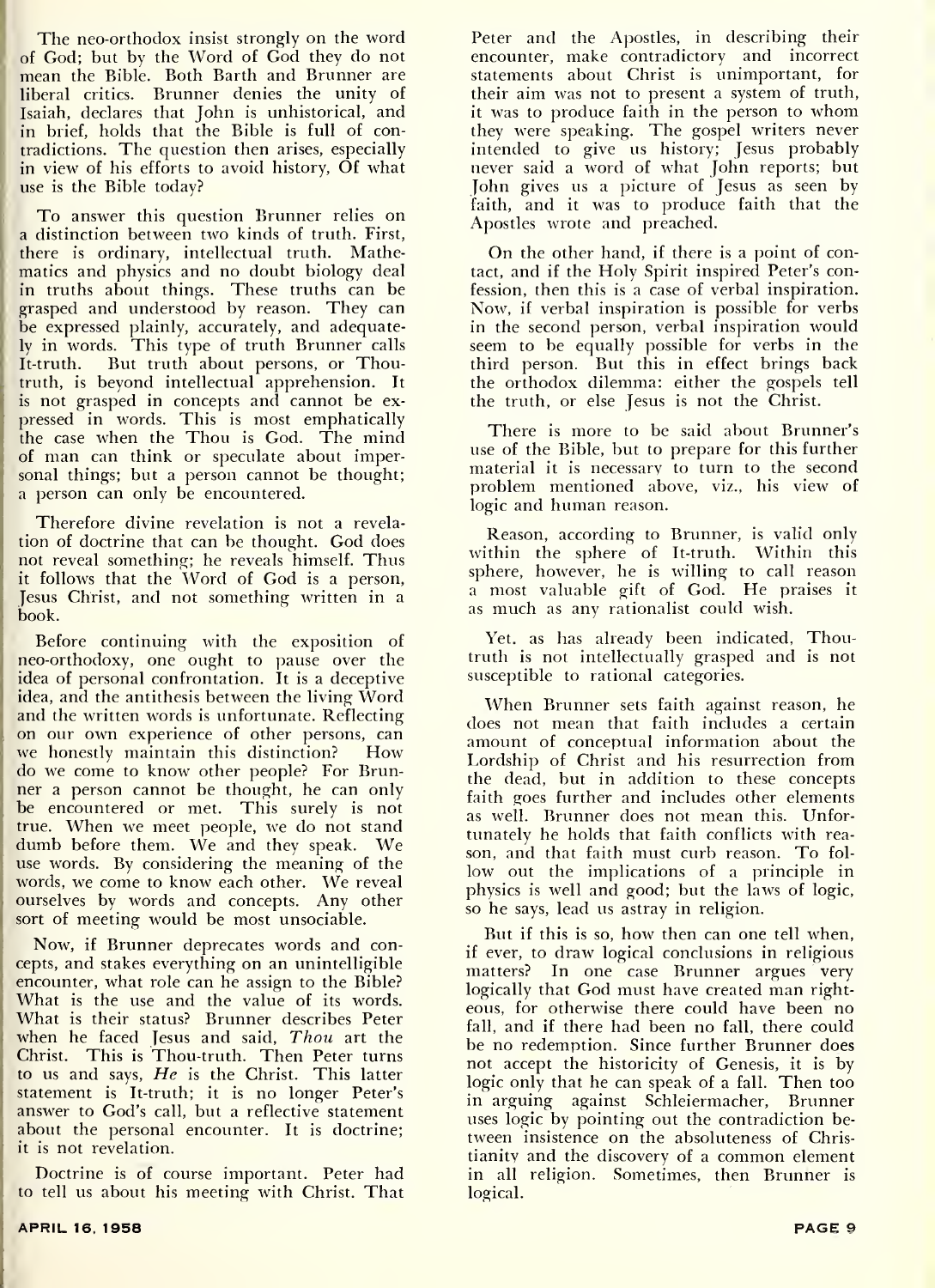The neo-orthodox insist strongly on the word of God; but by the Word of God they do not mean the Bible. Both Barth and Brunner are liberal critics. Brunner denies the unity of Isaiah, declares that John is unhistorical, and in brief, holds that the Bible is full of contradictions. The question then arises, especially in view of his efforts to avoid history, Of what use is the Bible today?

To answer this question Brunner relies on a distinction between two kinds of truth. First, there is ordinary, intellectual truth. Mathematics and physics and no doubt biology deal in truths about things. These truths can be grasped and understood by reason. They can be expressed plainly, accurately, and adequately in words. This type of truth Brunner calls It-truth. But truth about persons, or Thou-truth, is beyond intellectual apprehension. It is not grasped in concepts and cannot be expressed in words. This is most emphatically the case when the Thou is God. The mind of man can think or speculate about impersonal things; but a person cannot be thought; a person can only be encountered.

Therefore divine revelation is not a revelation of doctrine that can be thought. God does not reveal something; he reveals himself. Thus it follows that the Word of God is a person, Jesus Christ, and not something written in a book.

Before continuing with the exposition of neo-orthodoxy, one ought to pause over the idea of personal confrontation. It is a deceptive idea, and the antithesis between the living Word and the written words is unfortunate. Reflecting on our own experience of other persons, can we honestly maintain this distinction? How do we come to know other people? For Brunner a person cannot be thought, he can only be encountered or met. This surely is not true. When we meet people, we do not stand dumb before them. We and they speak. We use words. By considering the meaning of the words, we come to know each other. We reveal ourselves by words and concepts. Any other sort of meeting would be most unsociable.

Now, if Brunner deprecates words and concepts, and stakes everything on an unintelligible encounter, what role can he assign to the Bible? What is the use and the value of its words. What is their status? Brunner describes Peter when he faced Jesus and said, *Thou* art the Christ. This is Thou-truth. Then Peter turns to us and says, *He* is the Christ. This latter statement is It-truth; it is no longer Peter's answer to God's call, but a reflective statement about the personal encounter. It is doctrine; it is not revelation.

Doctrine is of course important. Peter had to tell us about his meeting with Christ. That Peter and the Apostles, in describing their encounter, make contradictory and incorrect statements about Christ is unimportant, for their aim was not to present a system of truth, it was to produce faith in the person to whom they were speaking. The gospel writers never intended to give us history; Jesus probably never said a word of what John reports; but John gives us a picture of Jesus as seen by faith, and it was to produce faith that the Apostles wrote and preached.

On the other hand, if there is a point of contact, and if the Holy Spirit inspired Peter's confession, then this is a case of verbal inspiration. Now, if verbal inspiration is possible for verbs in the second person, verbal inspiration would seem to be equally possible for verbs in the third person. But this in effect brings back the orthodox dilemma: either the gospels tell the truth, or else Jesus is not the Christ.

There is more to be said about Brunner's use of the Bible, but to prepare for this further material it is necessary to turn to the second problem mentioned above, viz., his view of logic and human reason.

Reason, according to Brunner, is valid only within the sphere of It-truth. Within this sphere, however, he is willing to call reason a most valuable gift of God. He praises it as much as any rationalist could wish.

Yet. as has already been indicated, Thou-truth is not intellectually grasped and is not susceptible to rational categories.

When Brunner sets faith against reason, he does not mean that faith includes a certain amount of conceptual information about the Lordship of Christ and his resurrection from the dead, but in addition to these concepts faith goes further and includes other elements as well. Brunner does not mean this. Unfortunately he holds that faith conflicts with reason, and that faith must curb reason. To follow out the implications of a principle in physics is well and good; but the laws of logic, so he says, lead us astray in religion.

But if this is so, how then can one tell when, if ever, to draw logical conclusions in religious matters? In one case Brunner argues very logically that God must have created man righteous, for otherwise there could have been no fall, and if there had been no fall, there could be no redemption. Since further Brunner does not accept the historicity of Genesis, it is by logic only that he can speak of a fall. Then too in arguing against Schleiermacher, Brunner uses logic by pointing out the contradiction between insistence on the absoluteness of Christianity and the discovery of a common element in all religion. Sometimes, then Brunner is logical.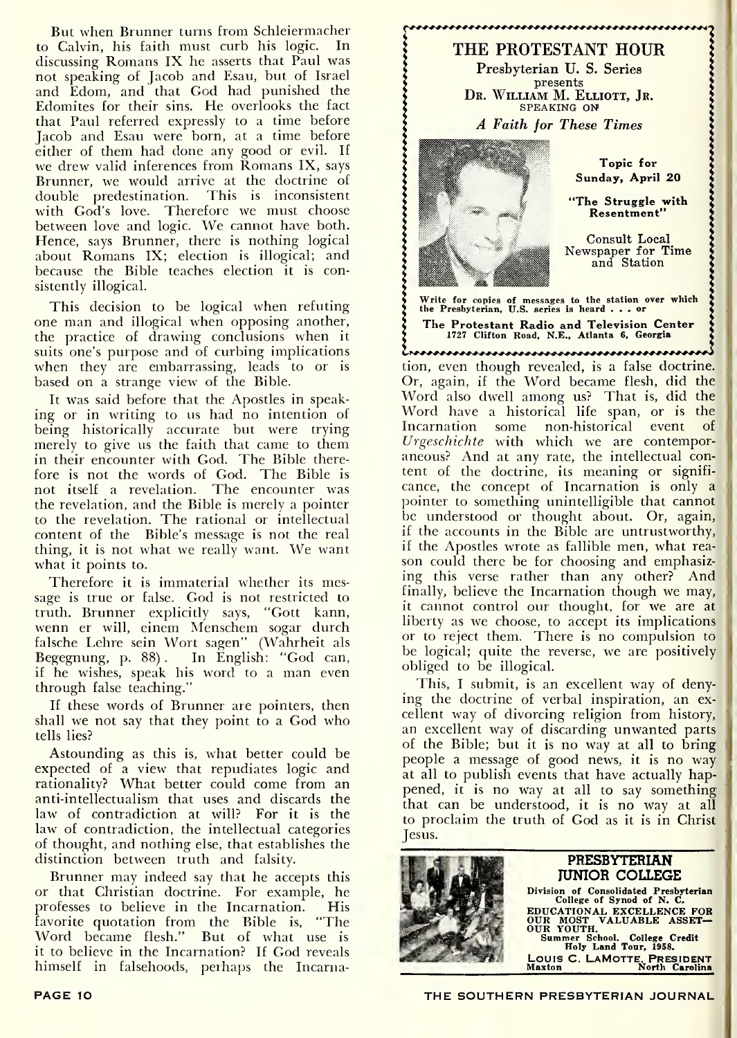But when Brunner turns from Schleiermacher to Calvin, his faith must curb his logic. In discussing Romans IX he asserts that Paul was not speaking of Jacob and Esau, but of Israel and Edom, and that God had punished the Edomites for their sins. He overlooks the fact that Paul referred expressly to a time before Jacob and Esau were born, at a time before either of them had done any good or evil. If we drew valid inferences from Romans IX, says Brunner, we would arrive at the doctrine of double predestination. This is inconsistent with God's love. Therefore we must choose between love and logic. We cannot have both. Hence, says Brunner, there is nothing logical about Romans IX; election is illogical; and because the Bible teaches election it is consistently illogical.

This decision to be logical when refuting one man and illogical when opposing another, the practice of drawing conclusions when it suits one's purpose and of curbing implications when they are embarrassing, leads to or is based on a strange view of the Bible.

It was said before that the Apostles in speaking or in writing to us had no intention of being historically accurate but were trying merely to give us the faith that came to them in their encounter with God. The Bible therefore is not the words of God. The Bible is not itself a revelation. The encounter was the revelation, and the Bible is merely a pointer to the revelation. The rational or intellectual content of the Bible's message is not the real thing, it is not what we really want. We want what it points to.

Therefore it is immaterial whether its message is true or false. God is not restricted to truth. Brunner explicitly says, "Gott kann, wenn er will, einem Menschem sogar durch falsche Lehre sein Wort sagen" (Wahrheit als Begegnung, p. 88). In English: "God can, if he wishes, speak his word to a man even through false teaching."

If these words of Brunner are pointers, then shall we not say that they point to a God who tells lies?

Astounding as this is, what better could be expected of a view that repudiates logic and rationality? What better could come from an anti-intellectualism that uses and discards the law of contradiction at will? For it is the law of contradiction, the intellectual categories of thought, and nothing else, that establishes the distinction between truth and falsity.

Brunner may indeed say that he accepts this or that Christian doctrine. For example, he professes to believe in the Incarnation. His favorite quotation from the Bible is, "The Word became flesh." But of what use is it to believe in the Incarnation? If God reveals himself in falsehoods, perhaps the Incarnation, even though revealed, is a false doctrine. Or, again, if the Word became flesh, did the Word also dwell among us? That is, did the Word have a historical life span, or is the Incarnation some non-historical event of *Urgeschichte* with which we are contemporaneous? And at any rate, the intellectual content of the doctrine, its meaning or significance, the concept of Incarnation is only a pointer to something unintelligible that cannot be understood or thought about. Or, again, if the accounts in the Bible are untrustworthy, if the Apostles wrote as fallible men, what reason could there be for choosing and emphasizing this verse rather than any other? And finally, believe the Incarnation though we may, it cannot control our thought, for we are at liberty as we choose, to accept its implications or to reject them. There is no compulsion to be logical; quite the reverse, we are positively obliged to be illogical.

This, I submit, is an excellent way of denying the doctrine of verbal inspiration, an excellent way of divorcing religion from history, an excellent way of discarding unwanted parts of the Bible; but it is no way at all to bring people a message of good news, it is no way at all to publish events that have actually happened, it is no way at all to say something that can be understood, it is no way at all to proclaim the truth of God as it is in Christ Jesus.

---

**THE PROTESTANT HOUR**

Presbyterian U. S. Series presents

DR. WILLIAM M. ELLIOTT, JR. SPEAKING ON

*A Faith for These Times*

Topic for Sunday, April 20

"The Struggle with Resentment"

Consult Local Newspaper for Time and Station

Write for copies of messages to the station over which the Presbyterian, U.S. series is heard . . . or

The Protestant Radio and Television Center
1727 Clifton Road, N.E., Atlanta 6, Georgia

---

**PRESBYTERIAN JUNIOR COLLEGE**

Division of Consolidated Presbyterian College of Synod of N. C.

EDUCATIONAL EXCELLENCE FOR OUR MOST VALUABLE ASSET— OUR YOUTH.

Summer School. College Credit Holy Land Tour, 1958.

LOUIS C. LAMOTTE, PRESIDENT
Maxton North Carolina